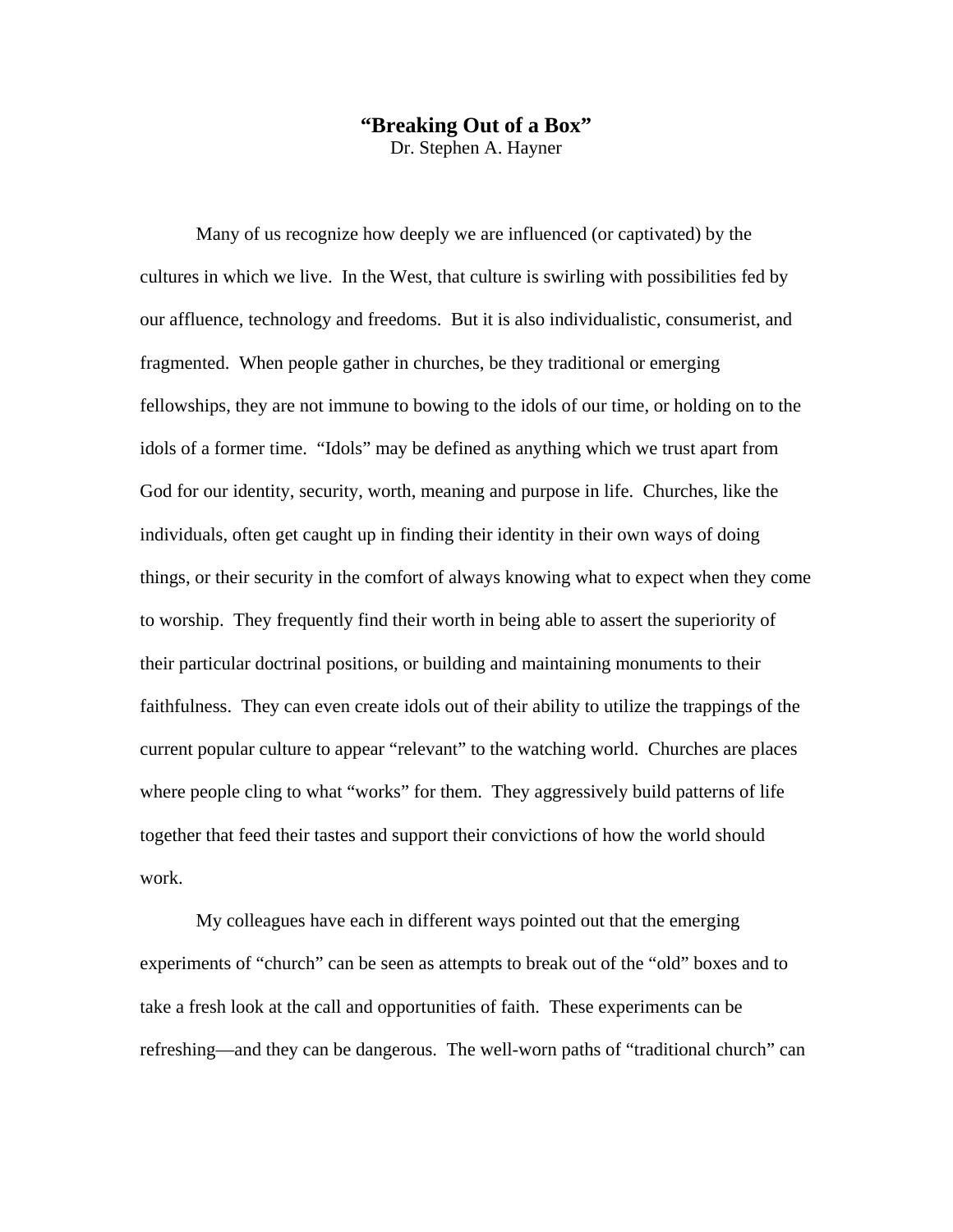# "Breaking Out of a Box"

Dr. Stephen A. Hayner

Many of us recognize how deeply we are influenced (or captivated) by the cultures in which we live. In the West, that culture is swirling with possibilities fed by our affluence, technology and freedoms. But it is also individualistic, consumerist, and fragmented. When people gather in churches, be they traditional or emerging fellowships, they are not immune to bowing to the idols of our time, or holding on to the idols of a former time. "Idols" may be defined as anything which we trust apart from God for our identity, security, worth, meaning and purpose in life. Churches, like the individuals, often get caught up in finding their identity in their own ways of doing things, or their security in the comfort of always knowing what to expect when they come to worship. They frequently find their worth in being able to assert the superiority of their particular doctrinal positions, or building and maintaining monuments to their faithfulness. They can even create idols out of their ability to utilize the trappings of the current popular culture to appear "relevant" to the watching world. Churches are places where people cling to what "works" for them. They aggressively build patterns of life together that feed their tastes and support their convictions of how the world should work.

My colleagues have each in different ways pointed out that the emerging experiments of "church" can be seen as attempts to break out of the "old" boxes and to take a fresh look at the call and opportunities of faith. These experiments can be refreshing—and they can be dangerous. The well-worn paths of "traditional church" can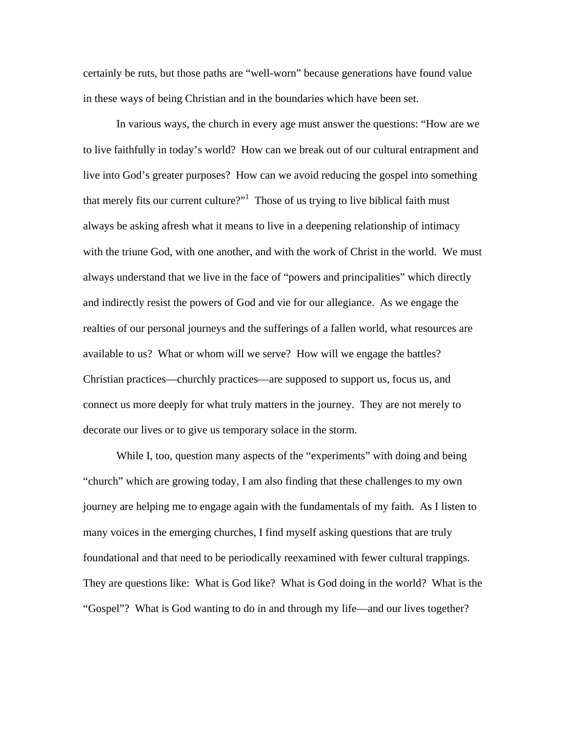certainly be ruts, but those paths are "well-worn" because generations have found value in these ways of being Christian and in the boundaries which have been set.

In various ways, the church in every age must answer the questions: "How are we to live faithfully in today's world? How can we break out of our cultural entrapment and live into God's greater purposes? How can we avoid reducing the gospel into something that merely fits our current culture?"[1] Those of us trying to live biblical faith must always be asking afresh what it means to live in a deepening relationship of intimacy with the triune God, with one another, and with the work of Christ in the world. We must always understand that we live in the face of "powers and principalities" which directly and indirectly resist the powers of God and vie for our allegiance. As we engage the realties of our personal journeys and the sufferings of a fallen world, what resources are available to us? What or whom will we serve? How will we engage the battles? Christian practices—churchly practices—are supposed to support us, focus us, and connect us more deeply for what truly matters in the journey. They are not merely to decorate our lives or to give us temporary solace in the storm.

While I, too, question many aspects of the "experiments" with doing and being "church" which are growing today, I am also finding that these challenges to my own journey are helping me to engage again with the fundamentals of my faith. As I listen to many voices in the emerging churches, I find myself asking questions that are truly foundational and that need to be periodically reexamined with fewer cultural trappings. They are questions like: What is God like? What is God doing in the world? What is the "Gospel"? What is God wanting to do in and through my life—and our lives together?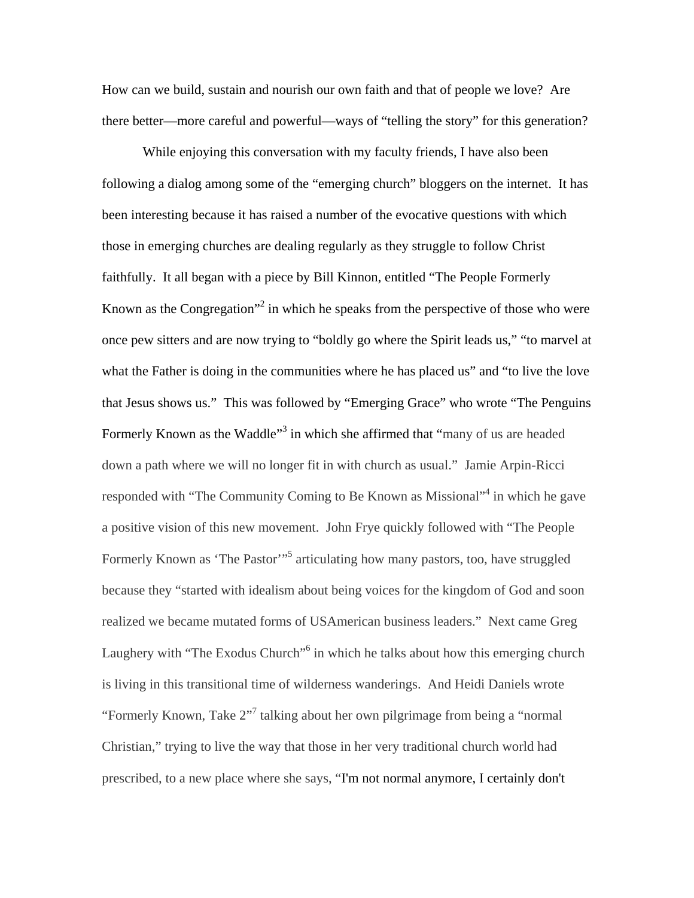How can we build, sustain and nourish our own faith and that of people we love? Are there better—more careful and powerful—ways of "telling the story" for this generation?

While enjoying this conversation with my faculty friends, I have also been following a dialog among some of the "emerging church" bloggers on the internet. It has been interesting because it has raised a number of the evocative questions with which those in emerging churches are dealing regularly as they struggle to follow Christ faithfully. It all began with a piece by Bill Kinnon, entitled "The People Formerly Known as the Congregation"[2] in which he speaks from the perspective of those who were once pew sitters and are now trying to "boldly go where the Spirit leads us," "to marvel at what the Father is doing in the communities where he has placed us" and "to live the love that Jesus shows us." This was followed by "Emerging Grace" who wrote "The Penguins Formerly Known as the Waddle"[3] in which she affirmed that "many of us are headed down a path where we will no longer fit in with church as usual." Jamie Arpin-Ricci responded with "The Community Coming to Be Known as Missional"[4] in which he gave a positive vision of this new movement. John Frye quickly followed with "The People Formerly Known as 'The Pastor'"[5] articulating how many pastors, too, have struggled because they "started with idealism about being voices for the kingdom of God and soon realized we became mutated forms of USAmerican business leaders." Next came Greg Laughery with "The Exodus Church"[6] in which he talks about how this emerging church is living in this transitional time of wilderness wanderings. And Heidi Daniels wrote "Formerly Known, Take 2"[7] talking about her own pilgrimage from being a "normal Christian," trying to live the way that those in her very traditional church world had prescribed, to a new place where she says, "I'm not normal anymore, I certainly don't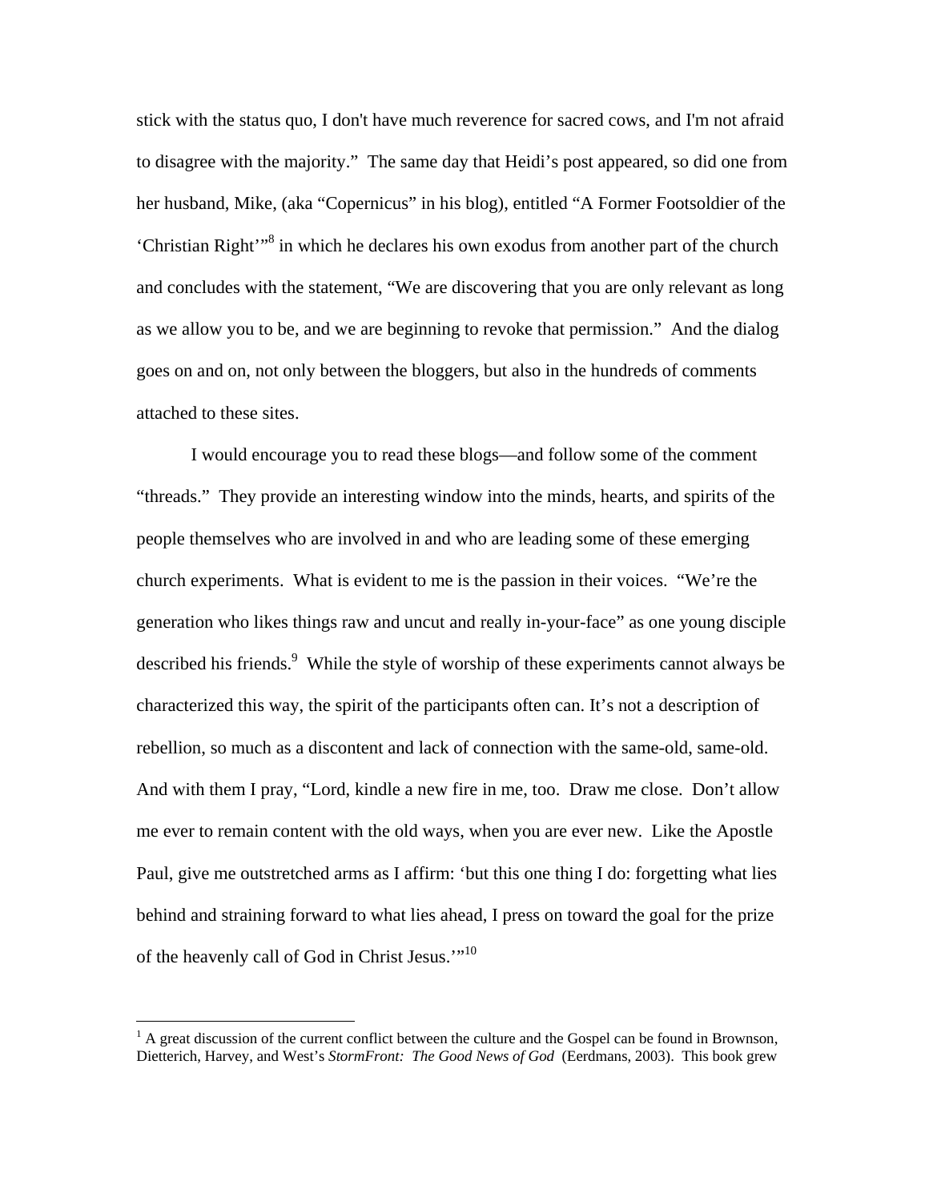stick with the status quo, I don't have much reverence for sacred cows, and I'm not afraid to disagree with the majority." The same day that Heidi's post appeared, so did one from her husband, Mike, (aka "Copernicus" in his blog), entitled "A Former Footsoldier of the 'Christian Right'"[8] in which he declares his own exodus from another part of the church and concludes with the statement, "We are discovering that you are only relevant as long as we allow you to be, and we are beginning to revoke that permission." And the dialog goes on and on, not only between the bloggers, but also in the hundreds of comments attached to these sites.

I would encourage you to read these blogs—and follow some of the comment "threads." They provide an interesting window into the minds, hearts, and spirits of the people themselves who are involved in and who are leading some of these emerging church experiments. What is evident to me is the passion in their voices. "We're the generation who likes things raw and uncut and really in-your-face" as one young disciple described his friends.[9] While the style of worship of these experiments cannot always be characterized this way, the spirit of the participants often can. It's not a description of rebellion, so much as a discontent and lack of connection with the same-old, same-old. And with them I pray, "Lord, kindle a new fire in me, too. Draw me close. Don't allow me ever to remain content with the old ways, when you are ever new. Like the Apostle Paul, give me outstretched arms as I affirm: 'but this one thing I do: forgetting what lies behind and straining forward to what lies ahead, I press on toward the goal for the prize of the heavenly call of God in Christ Jesus.'"[10]

---

[1] A great discussion of the current conflict between the culture and the Gospel can be found in Brownson, Dietterich, Harvey, and West's *StormFront: The Good News of God* (Eerdmans, 2003). This book grew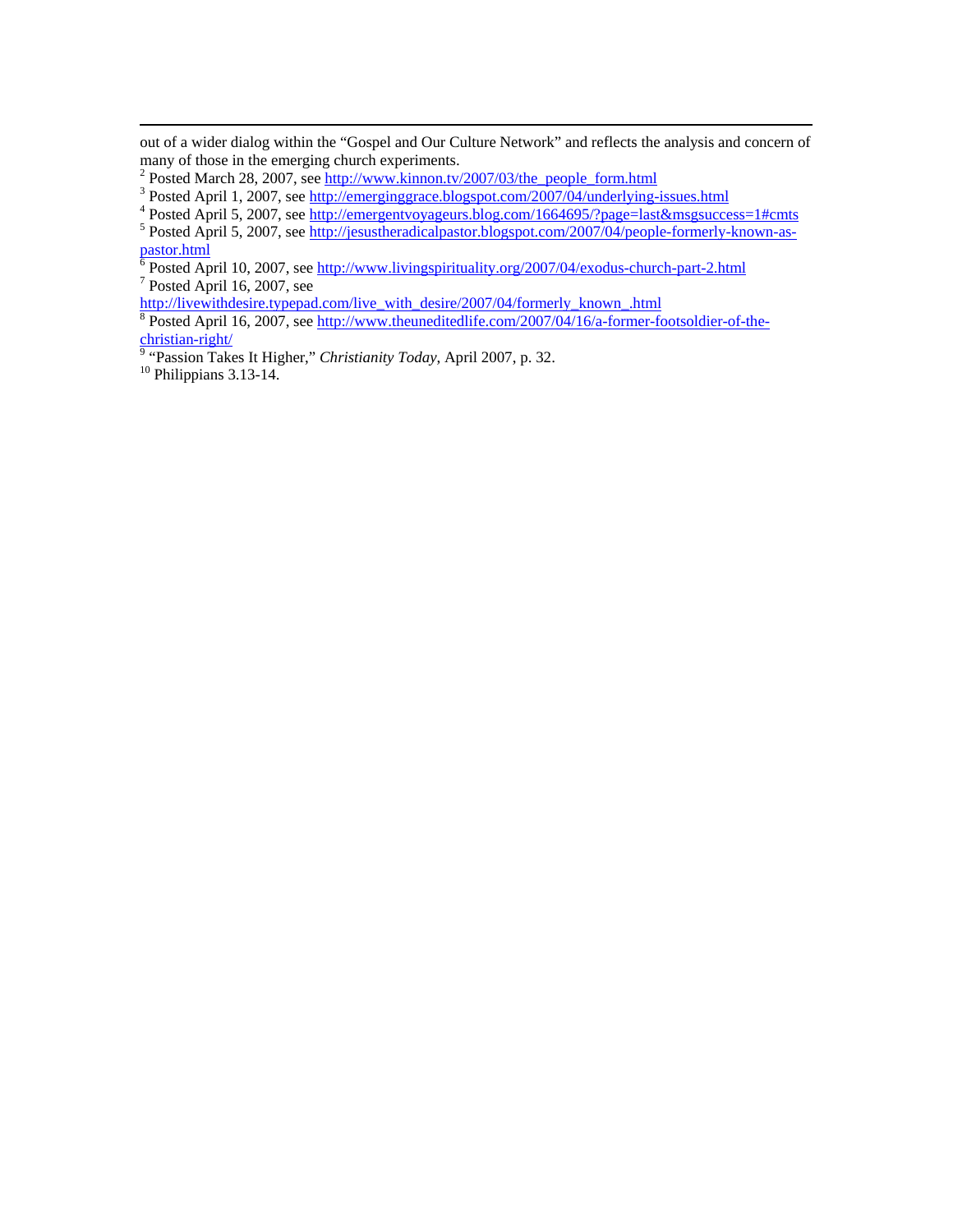out of a wider dialog within the "Gospel and Our Culture Network" and reflects the analysis and concern of many of those in the emerging church experiments.

[2] Posted March 28, 2007, see http://www.kinnon.tv/2007/03/the_people_form.html

[3] Posted April 1, 2007, see http://emerginggrace.blogspot.com/2007/04/underlying-issues.html

[4] Posted April 5, 2007, see http://emergentvoyageurs.blog.com/1664695/?page=last&msgsuccess=1#cmts

[5] Posted April 5, 2007, see http://jesustheradicalpastor.blogspot.com/2007/04/people-formerly-known-as-pastor.html

[6] Posted April 10, 2007, see http://www.livingspirituality.org/2007/04/exodus-church-part-2.html

[7] Posted April 16, 2007, see http://livewithdesire.typepad.com/live_with_desire/2007/04/formerly_known_.html

[8] Posted April 16, 2007, see http://www.theuneditedlife.com/2007/04/16/a-former-footsoldier-of-the-christian-right/

[9] "Passion Takes It Higher," *Christianity Today*, April 2007, p. 32.

[10] Philippians 3.13-14.